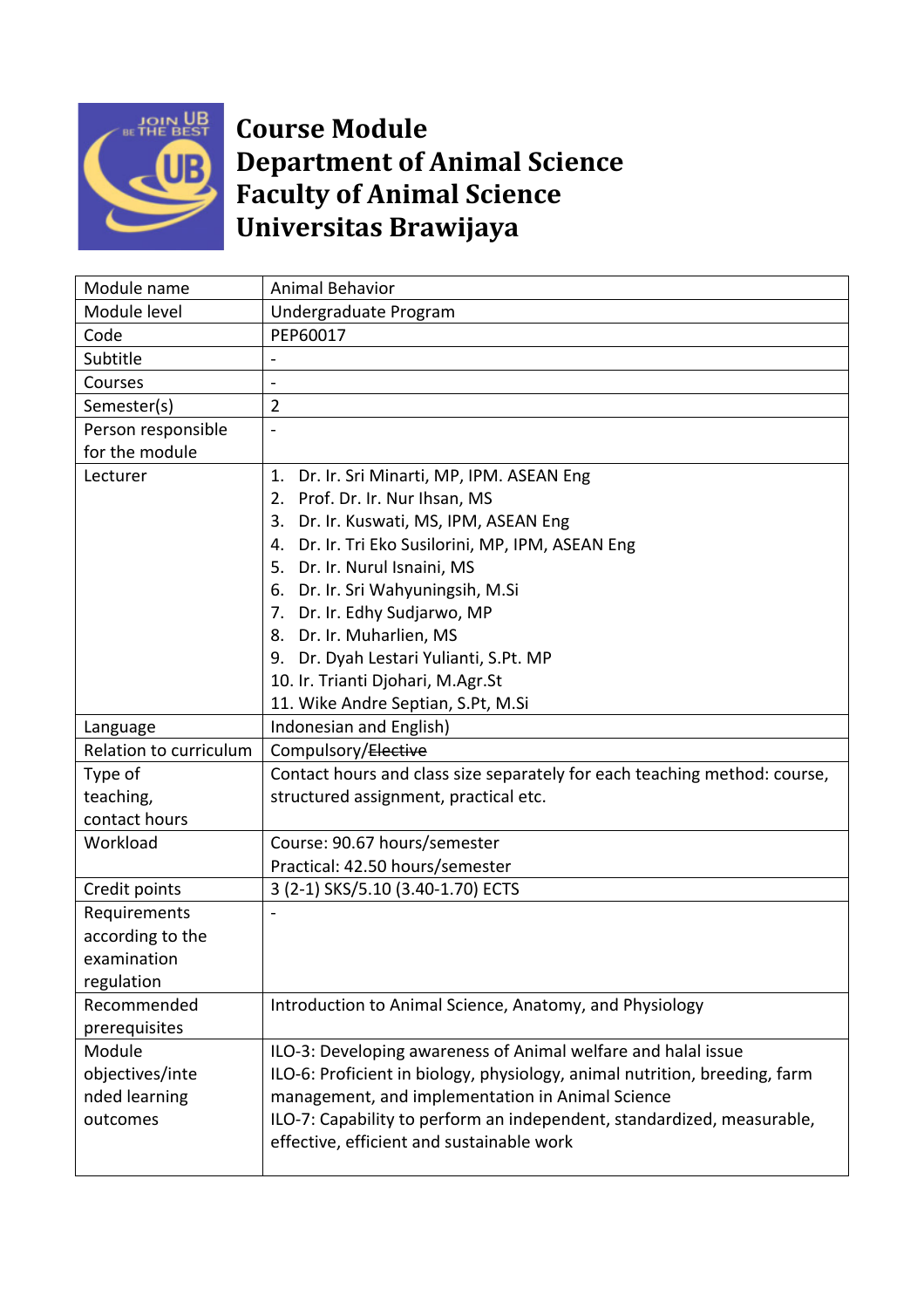# Course Module
# Department of Animal Science
# Faculty of Animal Science
# Universitas Brawijaya

| Module name | Animal Behavior |
|---|---|
| Module level | Undergraduate Program |
| Code | PEP60017 |
| Subtitle | - |
| Courses | - |
| Semester(s) | 2 |
| Person responsible for the module | - |
| Lecturer | 1. Dr. Ir. Sri Minarti, MP, IPM. ASEAN Eng<br>2. Prof. Dr. Ir. Nur Ihsan, MS<br>3. Dr. Ir. Kuswati, MS, IPM, ASEAN Eng<br>4. Dr. Ir. Tri Eko Susilorini, MP, IPM, ASEAN Eng<br>5. Dr. Ir. Nurul Isnaini, MS<br>6. Dr. Ir. Sri Wahyuningsih, M.Si<br>7. Dr. Ir. Edhy Sudjarwo, MP<br>8. Dr. Ir. Muharlien, MS<br>9. Dr. Dyah Lestari Yulianti, S.Pt. MP<br>10. Ir. Trianti Djohari, M.Agr.St<br>11. Wike Andre Septian, S.Pt, M.Si |
| Language | Indonesian and English) |
| Relation to curriculum | Compulsory/~~Elective~~ |
| Type of teaching, contact hours | Contact hours and class size separately for each teaching method: course, structured assignment, practical etc. |
| Workload | Course: 90.67 hours/semester<br>Practical: 42.50 hours/semester |
| Credit points | 3 (2-1) SKS/5.10 (3.40-1.70) ECTS |
| Requirements according to the examination regulation | - |
| Recommended prerequisites | Introduction to Animal Science, Anatomy, and Physiology |
| Module objectives/intended learning outcomes | ILO-3: Developing awareness of Animal welfare and halal issue<br>ILO-6: Proficient in biology, physiology, animal nutrition, breeding, farm management, and implementation in Animal Science<br>ILO-7: Capability to perform an independent, standardized, measurable, effective, efficient and sustainable work |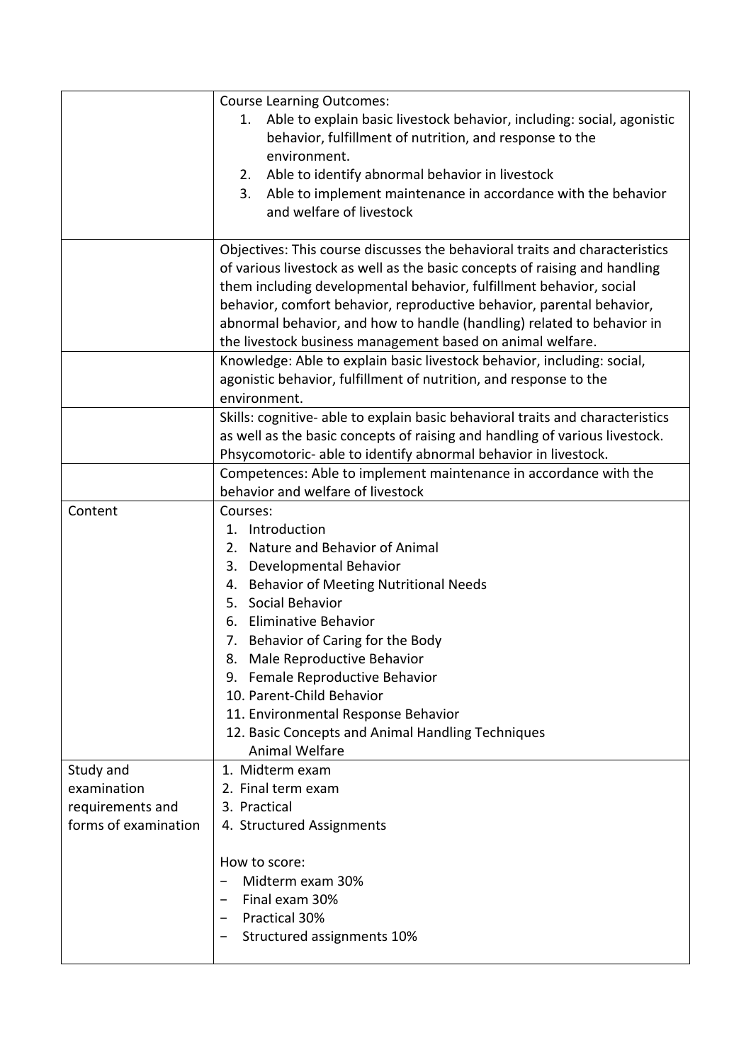| | |
|---|---|
| | Course Learning Outcomes:<br>1. Able to explain basic livestock behavior, including: social, agonistic behavior, fulfillment of nutrition, and response to the environment.<br>2. Able to identify abnormal behavior in livestock<br>3. Able to implement maintenance in accordance with the behavior and welfare of livestock |
| | Objectives: This course discusses the behavioral traits and characteristics of various livestock as well as the basic concepts of raising and handling them including developmental behavior, fulfillment behavior, social behavior, comfort behavior, reproductive behavior, parental behavior, abnormal behavior, and how to handle (handling) related to behavior in the livestock business management based on animal welfare. |
| | Knowledge: Able to explain basic livestock behavior, including: social, agonistic behavior, fulfillment of nutrition, and response to the environment. |
| | Skills: cognitive- able to explain basic behavioral traits and characteristics as well as the basic concepts of raising and handling of various livestock. Phsycomotoric- able to identify abnormal behavior in livestock. |
| | Competences: Able to implement maintenance in accordance with the behavior and welfare of livestock |
| Content | Courses:<br>1. Introduction<br>2. Nature and Behavior of Animal<br>3. Developmental Behavior<br>4. Behavior of Meeting Nutritional Needs<br>5. Social Behavior<br>6. Eliminative Behavior<br>7. Behavior of Caring for the Body<br>8. Male Reproductive Behavior<br>9. Female Reproductive Behavior<br>10. Parent-Child Behavior<br>11. Environmental Response Behavior<br>12. Basic Concepts and Animal Handling Techniques Animal Welfare |
| Study and examination requirements and forms of examination | 1. Midterm exam<br>2. Final term exam<br>3. Practical<br>4. Structured Assignments<br><br>How to score:<br>- Midterm exam 30%<br>- Final exam 30%<br>- Practical 30%<br>- Structured assignments 10% |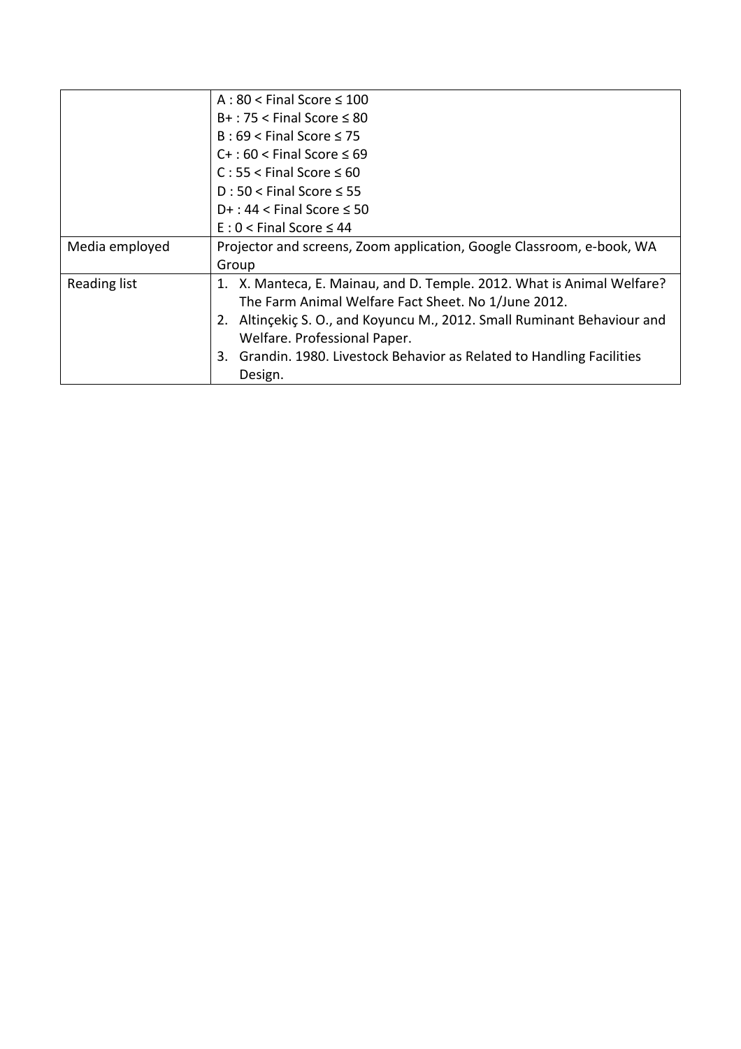| | |
|---|---|
| | A : 80 < Final Score ≤ 100<br>B+ : 75 < Final Score ≤ 80<br>B : 69 < Final Score ≤ 75<br>C+ : 60 < Final Score ≤ 69<br>C : 55 < Final Score ≤ 60<br>D : 50 < Final Score ≤ 55<br>D+ : 44 < Final Score ≤ 50<br>E : 0 < Final Score ≤ 44 |
| Media employed | Projector and screens, Zoom application, Google Classroom, e-book, WA Group |
| Reading list | 1. X. Manteca, E. Mainau, and D. Temple. 2012. What is Animal Welfare? The Farm Animal Welfare Fact Sheet. No 1/June 2012.<br>2. Altinçekiç S. O., and Koyuncu M., 2012. Small Ruminant Behaviour and Welfare. Professional Paper.<br>3. Grandin. 1980. Livestock Behavior as Related to Handling Facilities Design. |